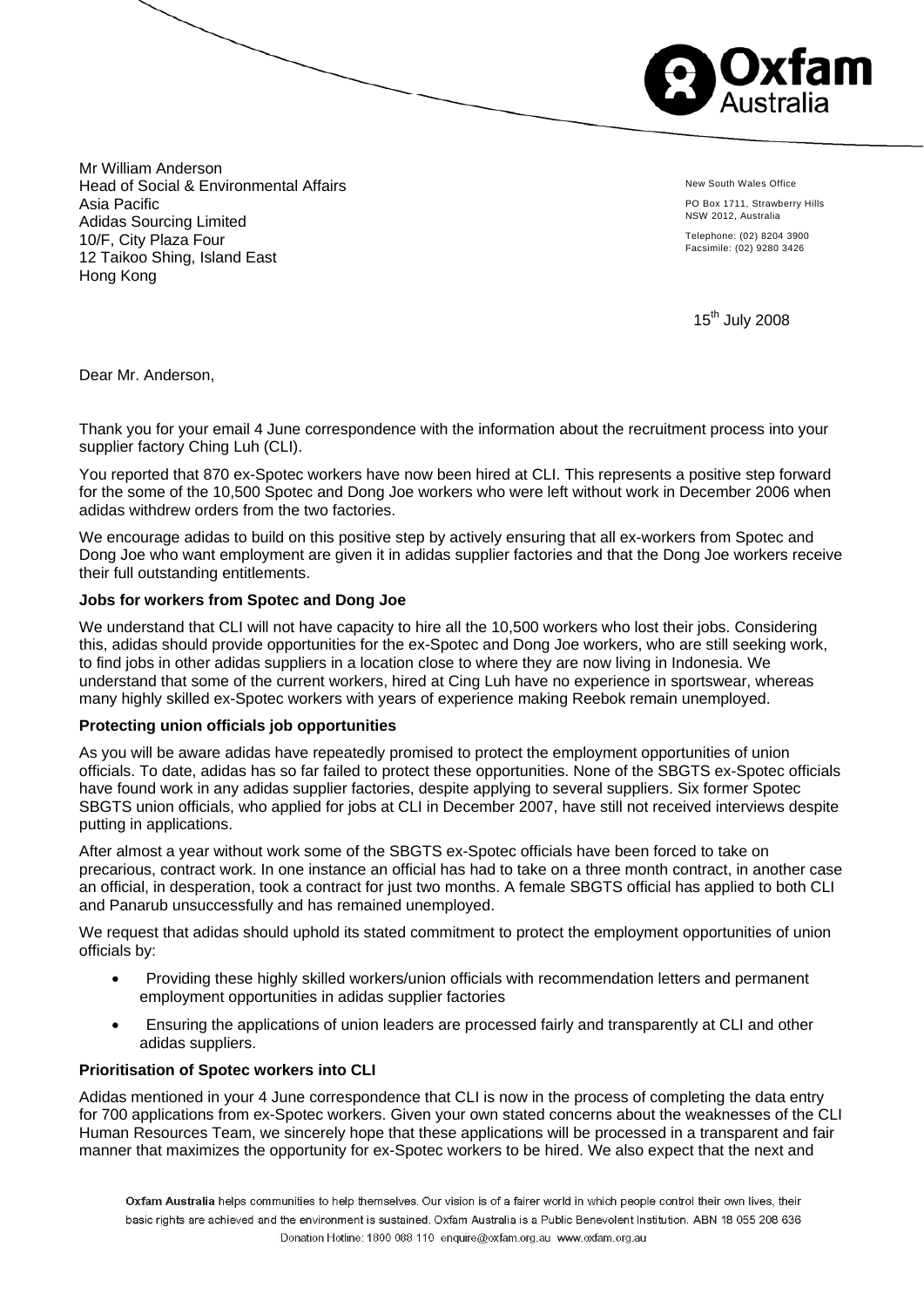Mr William Anderson
Head of Social & Environmental Affairs
Asia Pacific
Adidas Sourcing Limited
10/F, City Plaza Four
12 Taikoo Shing, Island East
Hong Kong

New South Wales Office

PO Box 1711, Strawberry Hills
NSW 2012, Australia

Telephone: (02) 8204 3900
Facsimile: (02) 9280 3426

15th July 2008

Dear Mr. Anderson,

Thank you for your email 4 June correspondence with the information about the recruitment process into your supplier factory Ching Luh (CLI).

You reported that 870 ex-Spotec workers have now been hired at CLI. This represents a positive step forward for the some of the 10,500 Spotec and Dong Joe workers who were left without work in December 2006 when adidas withdrew orders from the two factories.

We encourage adidas to build on this positive step by actively ensuring that all ex-workers from Spotec and Dong Joe who want employment are given it in adidas supplier factories and that the Dong Joe workers receive their full outstanding entitlements.

**Jobs for workers from Spotec and Dong Joe**

We understand that CLI will not have capacity to hire all the 10,500 workers who lost their jobs. Considering this, adidas should provide opportunities for the ex-Spotec and Dong Joe workers, who are still seeking work, to find jobs in other adidas suppliers in a location close to where they are now living in Indonesia. We understand that some of the current workers, hired at Cing Luh have no experience in sportswear, whereas many highly skilled ex-Spotec workers with years of experience making Reebok remain unemployed.

**Protecting union officials job opportunities**

As you will be aware adidas have repeatedly promised to protect the employment opportunities of union officials. To date, adidas has so far failed to protect these opportunities. None of the SBGTS ex-Spotec officials have found work in any adidas supplier factories, despite applying to several suppliers. Six former Spotec SBGTS union officials, who applied for jobs at CLI in December 2007, have still not received interviews despite putting in applications.

After almost a year without work some of the SBGTS ex-Spotec officials have been forced to take on precarious, contract work. In one instance an official has had to take on a three month contract, in another case an official, in desperation, took a contract for just two months. A female SBGTS official has applied to both CLI and Panarub unsuccessfully and has remained unemployed.

We request that adidas should uphold its stated commitment to protect the employment opportunities of union officials by:

- Providing these highly skilled workers/union officials with recommendation letters and permanent employment opportunities in adidas supplier factories
- Ensuring the applications of union leaders are processed fairly and transparently at CLI and other adidas suppliers.

**Prioritisation of Spotec workers into CLI**

Adidas mentioned in your 4 June correspondence that CLI is now in the process of completing the data entry for 700 applications from ex-Spotec workers. Given your own stated concerns about the weaknesses of the CLI Human Resources Team, we sincerely hope that these applications will be processed in a transparent and fair manner that maximizes the opportunity for ex-Spotec workers to be hired. We also expect that the next and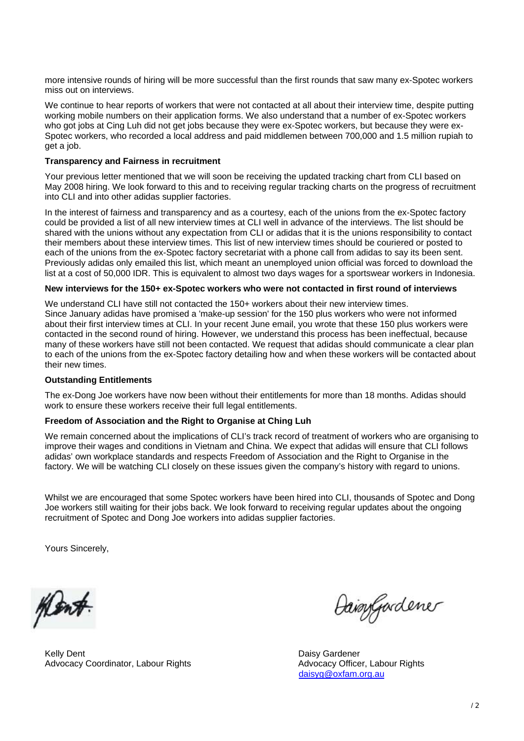more intensive rounds of hiring will be more successful than the first rounds that saw many ex-Spotec workers miss out on interviews.

We continue to hear reports of workers that were not contacted at all about their interview time, despite putting working mobile numbers on their application forms. We also understand that a number of ex-Spotec workers who got jobs at Cing Luh did not get jobs because they were ex-Spotec workers, but because they were ex-Spotec workers, who recorded a local address and paid middlemen between 700,000 and 1.5 million rupiah to get a job.

**Transparency and Fairness in recruitment**

Your previous letter mentioned that we will soon be receiving the updated tracking chart from CLI based on May 2008 hiring. We look forward to this and to receiving regular tracking charts on the progress of recruitment into CLI and into other adidas supplier factories.

In the interest of fairness and transparency and as a courtesy, each of the unions from the ex-Spotec factory could be provided a list of all new interview times at CLI well in advance of the interviews. The list should be shared with the unions without any expectation from CLI or adidas that it is the unions responsibility to contact their members about these interview times. This list of new interview times should be couriered or posted to each of the unions from the ex-Spotec factory secretariat with a phone call from adidas to say its been sent. Previously adidas only emailed this list, which meant an unemployed union official was forced to download the list at a cost of 50,000 IDR. This is equivalent to almost two days wages for a sportswear workers in Indonesia.

**New interviews for the 150+ ex-Spotec workers who were not contacted in first round of interviews**

We understand CLI have still not contacted the 150+ workers about their new interview times.
Since January adidas have promised a 'make-up session' for the 150 plus workers who were not informed about their first interview times at CLI. In your recent June email, you wrote that these 150 plus workers were contacted in the second round of hiring. However, we understand this process has been ineffectual, because many of these workers have still not been contacted. We request that adidas should communicate a clear plan to each of the unions from the ex-Spotec factory detailing how and when these workers will be contacted about their new times.

**Outstanding Entitlements**

The ex-Dong Joe workers have now been without their entitlements for more than 18 months. Adidas should work to ensure these workers receive their full legal entitlements.

**Freedom of Association and the Right to Organise at Ching Luh**

We remain concerned about the implications of CLI's track record of treatment of workers who are organising to improve their wages and conditions in Vietnam and China. We expect that adidas will ensure that CLI follows adidas' own workplace standards and respects Freedom of Association and the Right to Organise in the factory. We will be watching CLI closely on these issues given the company's history with regard to unions.

Whilst we are encouraged that some Spotec workers have been hired into CLI, thousands of Spotec and Dong Joe workers still waiting for their jobs back. We look forward to receiving regular updates about the ongoing recruitment of Spotec and Dong Joe workers into adidas supplier factories.

Yours Sincerely,

Kelly Dent
Advocacy Coordinator, Labour Rights

Daisy Gardener
Advocacy Officer, Labour Rights
daisyg@oxfam.org.au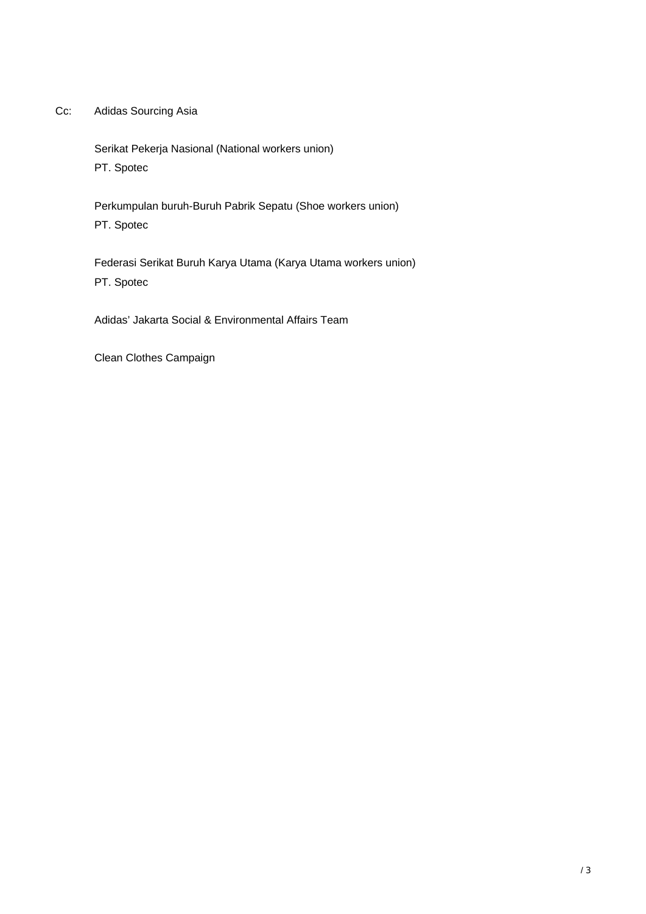Cc: Adidas Sourcing Asia

Serikat Pekerja Nasional (National workers union)
PT. Spotec

Perkumpulan buruh-Buruh Pabrik Sepatu (Shoe workers union)
PT. Spotec

Federasi Serikat Buruh Karya Utama (Karya Utama workers union)
PT. Spotec

Adidas' Jakarta Social & Environmental Affairs Team

Clean Clothes Campaign